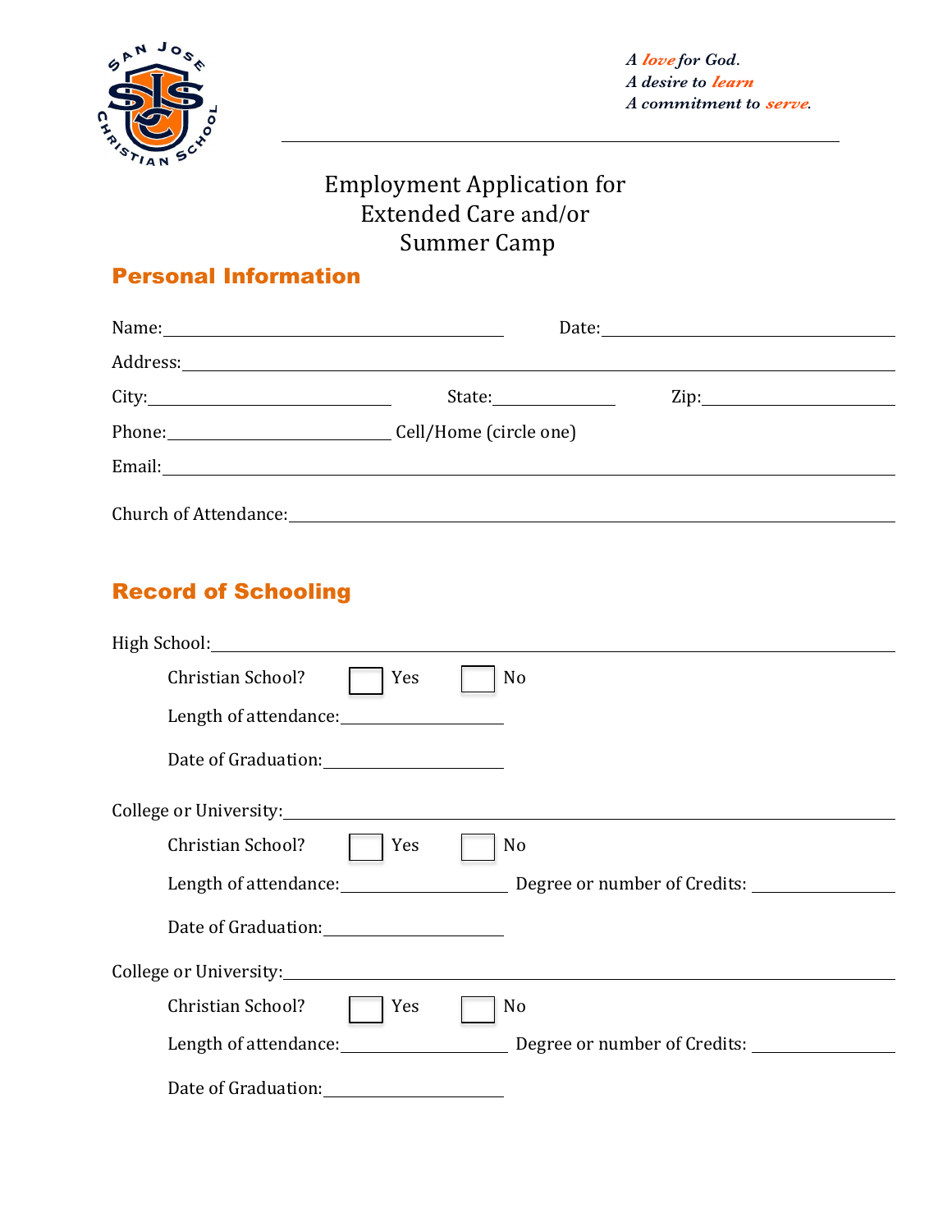*A love for God.*
*A desire to learn*
*A commitment to serve.*

# Employment Application for Extended Care and/or Summer Camp

## Personal Information

Name:______________________________ Date:______________________

Address:____________________________________________________

City:____________________ State:__________ Zip:________________

Phone:____________________ Cell/Home (circle one)

Email:______________________________________________________

Church of Attendance:_________________________________________

## Record of Schooling

High School:_________________________________________________

Christian School? ☐ Yes ☐ No

Length of attendance:______________

Date of Graduation:______________

College or University:_________________________________________

Christian School? ☐ Yes ☐ No

Length of attendance:______________ Degree or number of Credits: ____________

Date of Graduation:______________

College or University:_________________________________________

Christian School? ☐ Yes ☐ No

Length of attendance:______________ Degree or number of Credits: ____________

Date of Graduation:______________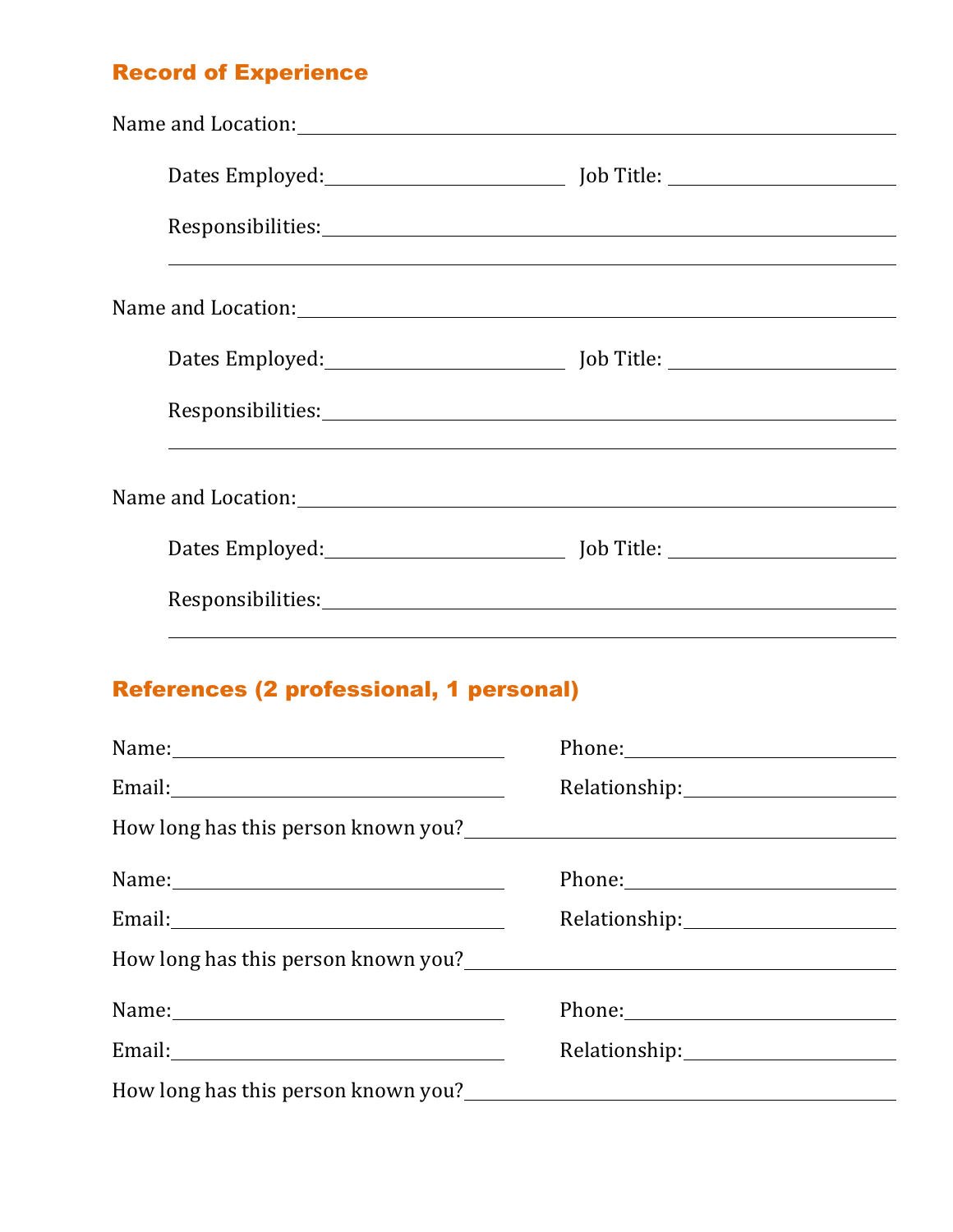## Record of Experience

Name and Location: ______________________________________________

Dates Employed: ____________________ Job Title: ____________________

Responsibilities: ______________________________________________

______________________________________________

Name and Location: ______________________________________________

Dates Employed: ____________________ Job Title: ____________________

Responsibilities: ______________________________________________

______________________________________________

Name and Location: ______________________________________________

Dates Employed: ____________________ Job Title: ____________________

Responsibilities: ______________________________________________

______________________________________________

## References (2 professional, 1 personal)

Name: ____________________ Phone: ____________________

Email: ____________________ Relationship: ____________________

How long has this person known you? ______________________________

Name: ____________________ Phone: ____________________

Email: ____________________ Relationship: ____________________

How long has this person known you? ______________________________

Name: ____________________ Phone: ____________________

Email: ____________________ Relationship: ____________________

How long has this person known you? ______________________________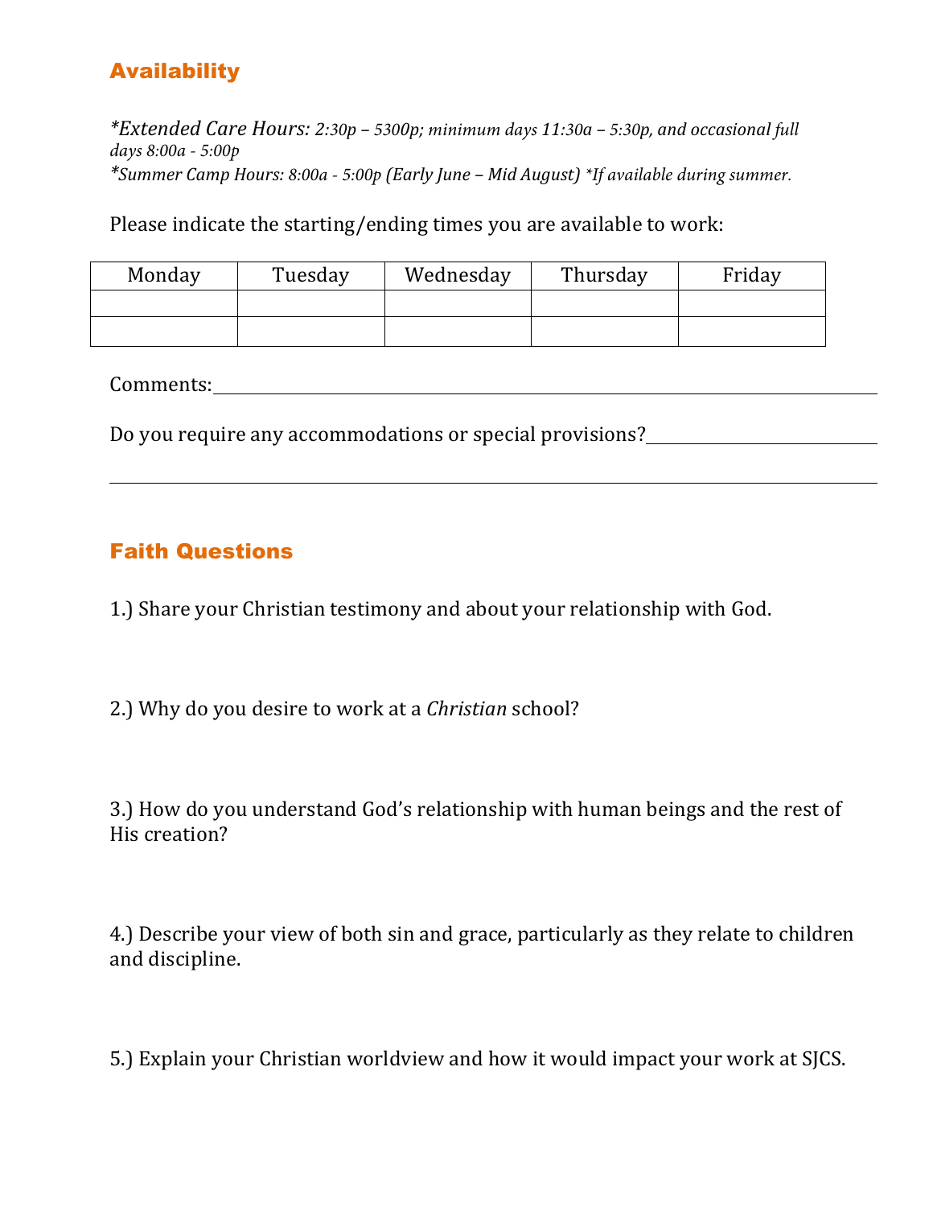## Availability

*\*Extended Care Hours: 2:30p – 5300p; minimum days 11:30a – 5:30p, and occasional full days 8:00a - 5:00p*
*\*Summer Camp Hours: 8:00a - 5:00p (Early June – Mid August) \*If available during summer.*

Please indicate the starting/ending times you are available to work:

| Monday | Tuesday | Wednesday | Thursday | Friday |
|---|---|---|---|---|
| | | | | |
| | | | | |

Comments:\_\_\_\_\_\_\_\_\_\_\_\_\_\_\_\_\_\_\_\_\_\_\_\_\_\_\_\_\_\_\_\_\_\_\_\_\_\_\_\_\_\_\_\_\_\_\_\_\_\_\_\_\_\_\_\_\_\_

Do you require any accommodations or special provisions?\_\_\_\_\_\_\_\_\_\_\_\_\_\_\_\_\_\_\_\_\_\_\_\_\_\_

\_\_\_\_\_\_\_\_\_\_\_\_\_\_\_\_\_\_\_\_\_\_\_\_\_\_\_\_\_\_\_\_\_\_\_\_\_\_\_\_\_\_\_\_\_\_\_\_\_\_\_\_\_\_\_\_\_\_\_\_\_\_\_\_\_\_\_\_

## Faith Questions

1.) Share your Christian testimony and about your relationship with God.

2.) Why do you desire to work at a *Christian* school?

3.) How do you understand God's relationship with human beings and the rest of His creation?

4.) Describe your view of both sin and grace, particularly as they relate to children and discipline.

5.) Explain your Christian worldview and how it would impact your work at SJCS.